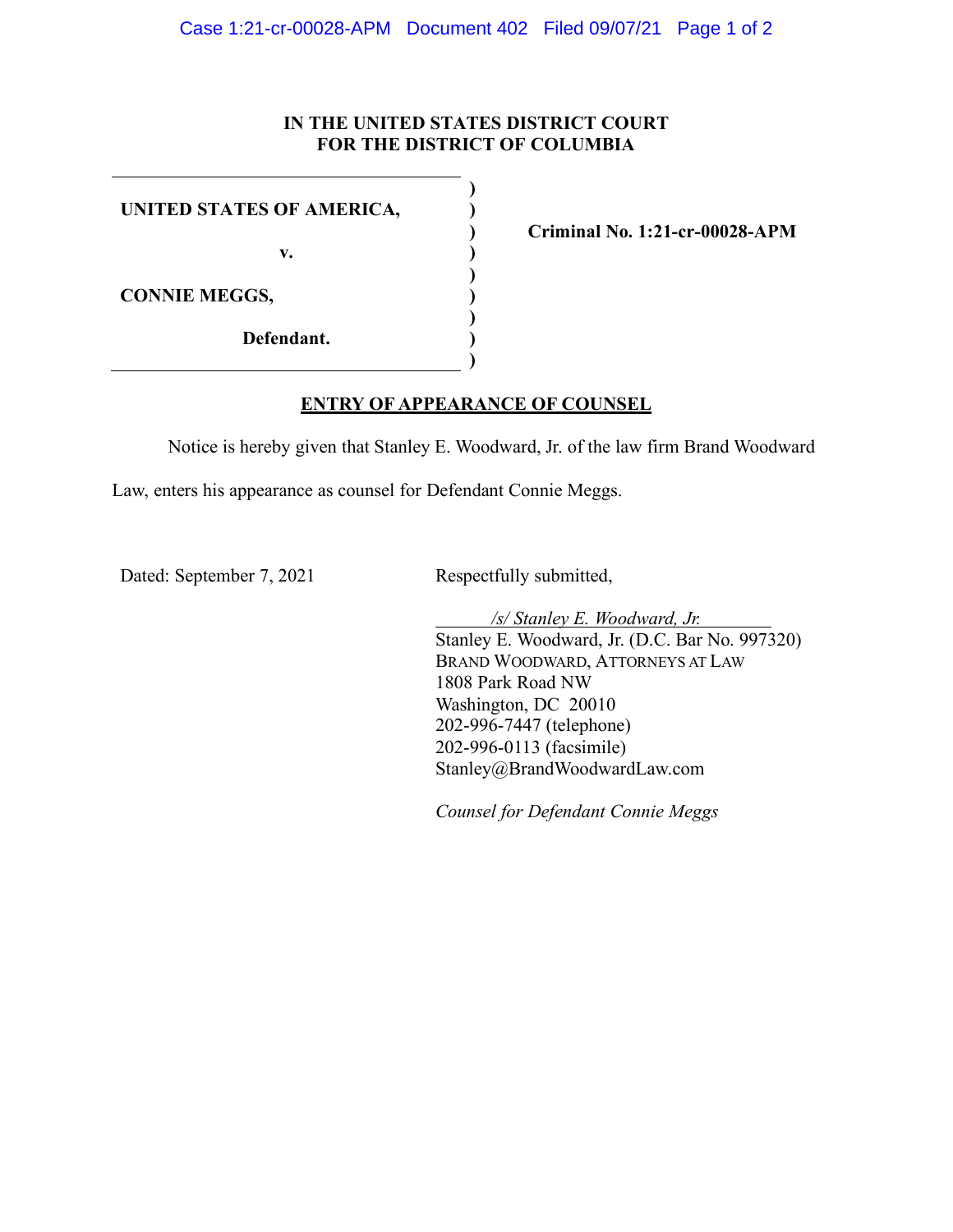**IN THE UNITED STATES DISTRICT COURT**
**FOR THE DISTRICT OF COLUMBIA**

| | | |
|---|---|---|
| **UNITED STATES OF AMERICA,** | ) | |
| **v.** | ) | **Criminal No. 1:21-cr-00028-APM** |
| **CONNIE MEGGS,** | ) | |
| **Defendant.** | ) | |

**ENTRY OF APPEARANCE OF COUNSEL**

Notice is hereby given that Stanley E. Woodward, Jr. of the law firm Brand Woodward Law, enters his appearance as counsel for Defendant Connie Meggs.

Dated: September 7, 2021

Respectfully submitted,

*/s/ Stanley E. Woodward, Jr.*
Stanley E. Woodward, Jr. (D.C. Bar No. 997320)
BRAND WOODWARD, ATTORNEYS AT LAW
1808 Park Road NW
Washington, DC 20010
202-996-7447 (telephone)
202-996-0113 (facsimile)
Stanley@BrandWoodwardLaw.com

*Counsel for Defendant Connie Meggs*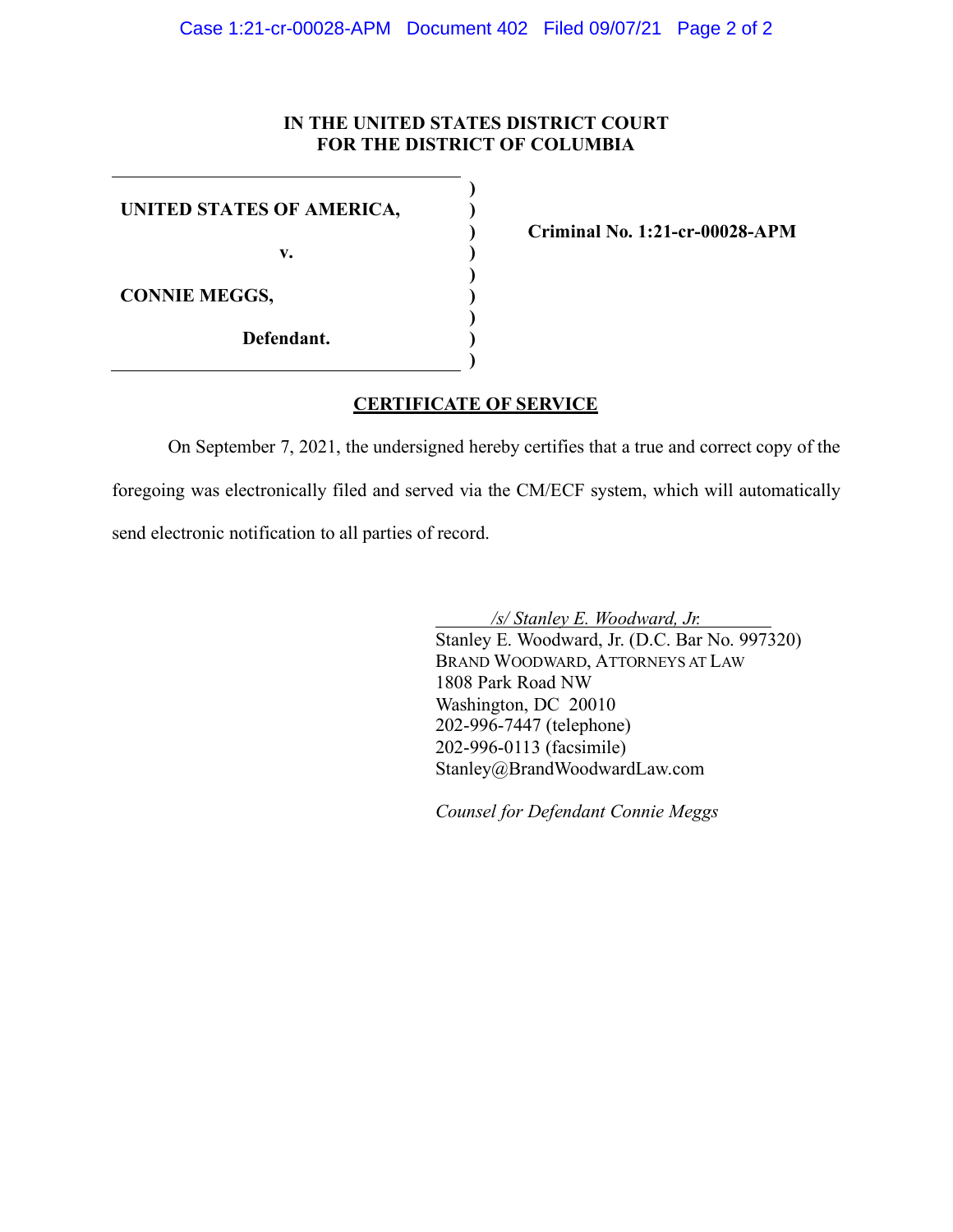**IN THE UNITED STATES DISTRICT COURT**
**FOR THE DISTRICT OF COLUMBIA**

| | |
|---|---|
| **UNITED STATES OF AMERICA,** | |
| **v.** | **Criminal No. 1:21-cr-00028-APM** |
| **CONNIE MEGGS,** | |
| **Defendant.** | |

## CERTIFICATE OF SERVICE

On September 7, 2021, the undersigned hereby certifies that a true and correct copy of the foregoing was electronically filed and served via the CM/ECF system, which will automatically send electronic notification to all parties of record.

*/s/ Stanley E. Woodward, Jr.*
Stanley E. Woodward, Jr. (D.C. Bar No. 997320)
BRAND WOODWARD, ATTORNEYS AT LAW
1808 Park Road NW
Washington, DC 20010
202-996-7447 (telephone)
202-996-0113 (facsimile)
Stanley@BrandWoodwardLaw.com

*Counsel for Defendant Connie Meggs*